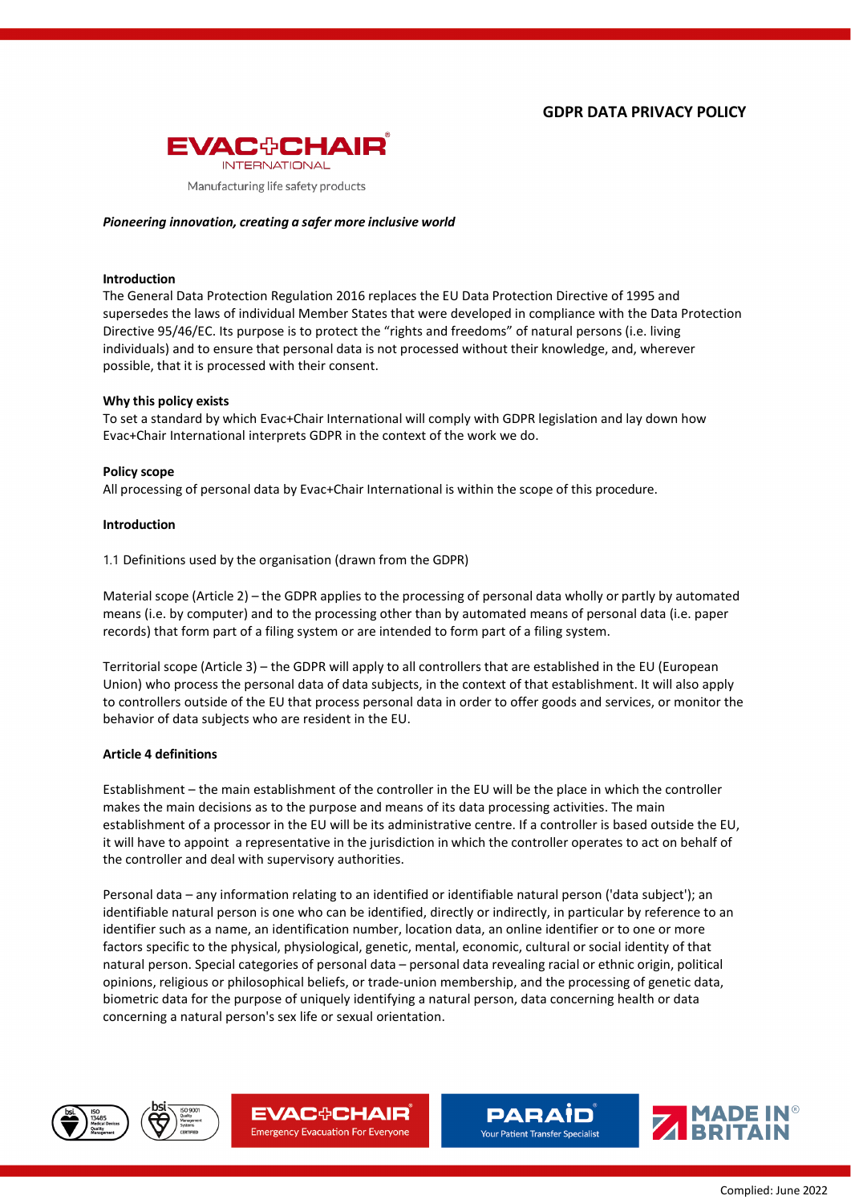# GDPR DATA PRIVACY POLICY

EVAC+CHAIR INTERNATIONAL

Manufacturing life safety products

***Pioneering innovation, creating a safer more inclusive world***

**Introduction**

The General Data Protection Regulation 2016 replaces the EU Data Protection Directive of 1995 and supersedes the laws of individual Member States that were developed in compliance with the Data Protection Directive 95/46/EC. Its purpose is to protect the "rights and freedoms" of natural persons (i.e. living individuals) and to ensure that personal data is not processed without their knowledge, and, wherever possible, that it is processed with their consent.

**Why this policy exists**

To set a standard by which Evac+Chair International will comply with GDPR legislation and lay down how Evac+Chair International interprets GDPR in the context of the work we do.

**Policy scope**

All processing of personal data by Evac+Chair International is within the scope of this procedure.

**Introduction**

1.1 Definitions used by the organisation (drawn from the GDPR)

Material scope (Article 2) – the GDPR applies to the processing of personal data wholly or partly by automated means (i.e. by computer) and to the processing other than by automated means of personal data (i.e. paper records) that form part of a filing system or are intended to form part of a filing system.

Territorial scope (Article 3) – the GDPR will apply to all controllers that are established in the EU (European Union) who process the personal data of data subjects, in the context of that establishment. It will also apply to controllers outside of the EU that process personal data in order to offer goods and services, or monitor the behavior of data subjects who are resident in the EU.

**Article 4 definitions**

Establishment – the main establishment of the controller in the EU will be the place in which the controller makes the main decisions as to the purpose and means of its data processing activities. The main establishment of a processor in the EU will be its administrative centre. If a controller is based outside the EU, it will have to appoint a representative in the jurisdiction in which the controller operates to act on behalf of the controller and deal with supervisory authorities.

Personal data – any information relating to an identified or identifiable natural person ('data subject'); an identifiable natural person is one who can be identified, directly or indirectly, in particular by reference to an identifier such as a name, an identification number, location data, an online identifier or to one or more factors specific to the physical, physiological, genetic, mental, economic, cultural or social identity of that natural person. Special categories of personal data – personal data revealing racial or ethnic origin, political opinions, religious or philosophical beliefs, or trade-union membership, and the processing of genetic data, biometric data for the purpose of uniquely identifying a natural person, data concerning health or data concerning a natural person's sex life or sexual orientation.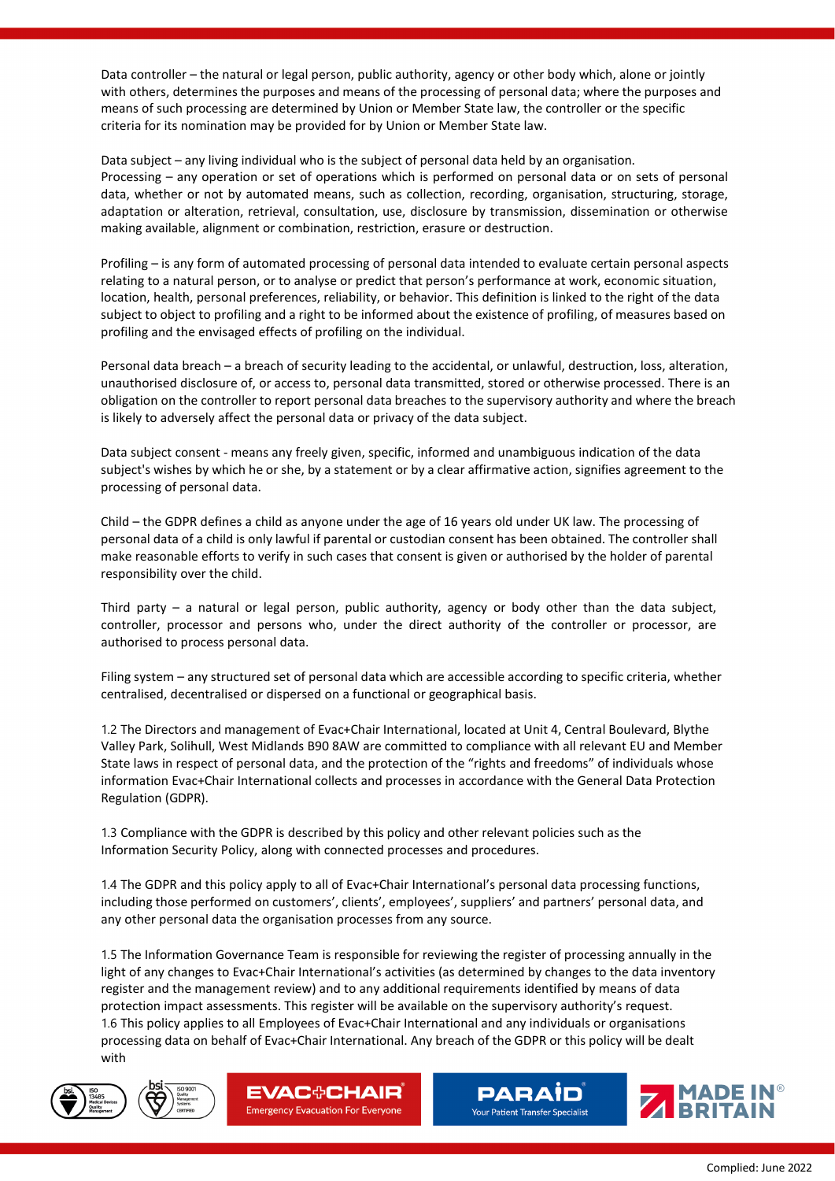Data controller – the natural or legal person, public authority, agency or other body which, alone or jointly with others, determines the purposes and means of the processing of personal data; where the purposes and means of such processing are determined by Union or Member State law, the controller or the specific criteria for its nomination may be provided for by Union or Member State law.

Data subject – any living individual who is the subject of personal data held by an organisation.
Processing – any operation or set of operations which is performed on personal data or on sets of personal data, whether or not by automated means, such as collection, recording, organisation, structuring, storage, adaptation or alteration, retrieval, consultation, use, disclosure by transmission, dissemination or otherwise making available, alignment or combination, restriction, erasure or destruction.

Profiling – is any form of automated processing of personal data intended to evaluate certain personal aspects relating to a natural person, or to analyse or predict that person's performance at work, economic situation, location, health, personal preferences, reliability, or behavior. This definition is linked to the right of the data subject to object to profiling and a right to be informed about the existence of profiling, of measures based on profiling and the envisaged effects of profiling on the individual.

Personal data breach – a breach of security leading to the accidental, or unlawful, destruction, loss, alteration, unauthorised disclosure of, or access to, personal data transmitted, stored or otherwise processed. There is an obligation on the controller to report personal data breaches to the supervisory authority and where the breach is likely to adversely affect the personal data or privacy of the data subject.

Data subject consent - means any freely given, specific, informed and unambiguous indication of the data subject's wishes by which he or she, by a statement or by a clear affirmative action, signifies agreement to the processing of personal data.

Child – the GDPR defines a child as anyone under the age of 16 years old under UK law. The processing of personal data of a child is only lawful if parental or custodian consent has been obtained. The controller shall make reasonable efforts to verify in such cases that consent is given or authorised by the holder of parental responsibility over the child.

Third party – a natural or legal person, public authority, agency or body other than the data subject, controller, processor and persons who, under the direct authority of the controller or processor, are authorised to process personal data.

Filing system – any structured set of personal data which are accessible according to specific criteria, whether centralised, decentralised or dispersed on a functional or geographical basis.

1.2 The Directors and management of Evac+Chair International, located at Unit 4, Central Boulevard, Blythe Valley Park, Solihull, West Midlands B90 8AW are committed to compliance with all relevant EU and Member State laws in respect of personal data, and the protection of the "rights and freedoms" of individuals whose information Evac+Chair International collects and processes in accordance with the General Data Protection Regulation (GDPR).

1.3 Compliance with the GDPR is described by this policy and other relevant policies such as the Information Security Policy, along with connected processes and procedures.

1.4 The GDPR and this policy apply to all of Evac+Chair International's personal data processing functions, including those performed on customers', clients', employees', suppliers' and partners' personal data, and any other personal data the organisation processes from any source.

1.5 The Information Governance Team is responsible for reviewing the register of processing annually in the light of any changes to Evac+Chair International's activities (as determined by changes to the data inventory register and the management review) and to any additional requirements identified by means of data protection impact assessments. This register will be available on the supervisory authority's request.
1.6 This policy applies to all Employees of Evac+Chair International and any individuals or organisations processing data on behalf of Evac+Chair International. Any breach of the GDPR or this policy will be dealt with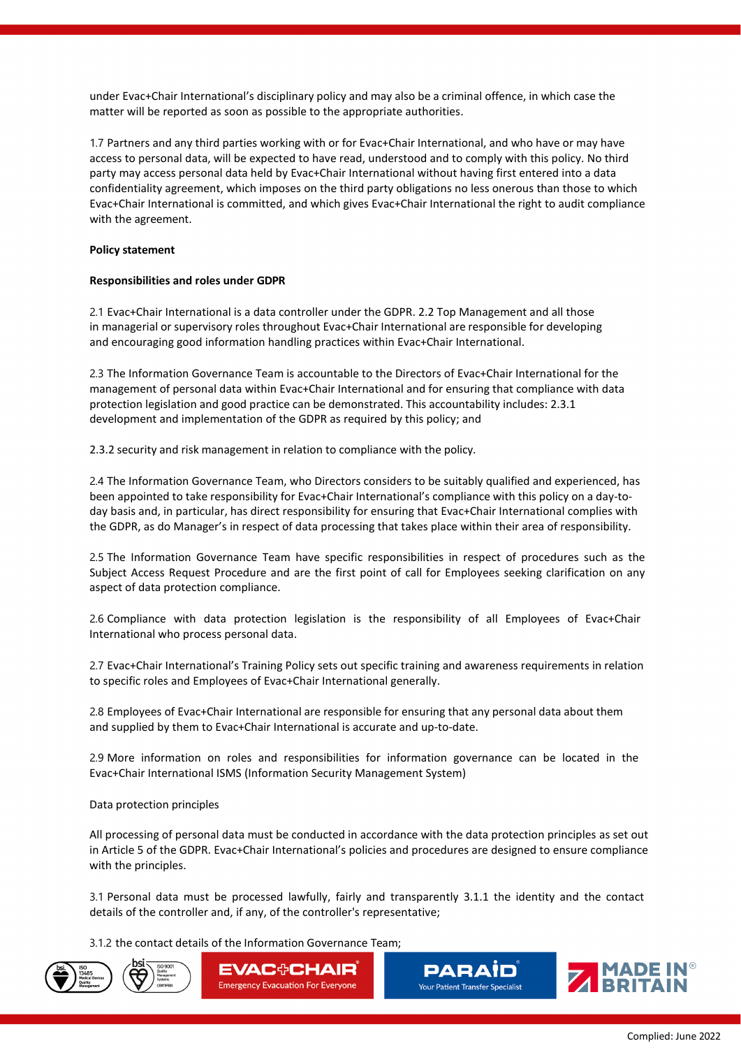under Evac+Chair International's disciplinary policy and may also be a criminal offence, in which case the matter will be reported as soon as possible to the appropriate authorities.

1.7 Partners and any third parties working with or for Evac+Chair International, and who have or may have access to personal data, will be expected to have read, understood and to comply with this policy. No third party may access personal data held by Evac+Chair International without having first entered into a data confidentiality agreement, which imposes on the third party obligations no less onerous than those to which Evac+Chair International is committed, and which gives Evac+Chair International the right to audit compliance with the agreement.

**Policy statement**

**Responsibilities and roles under GDPR**

2.1 Evac+Chair International is a data controller under the GDPR. 2.2 Top Management and all those in managerial or supervisory roles throughout Evac+Chair International are responsible for developing and encouraging good information handling practices within Evac+Chair International.

2.3 The Information Governance Team is accountable to the Directors of Evac+Chair International for the management of personal data within Evac+Chair International and for ensuring that compliance with data protection legislation and good practice can be demonstrated. This accountability includes: 2.3.1 development and implementation of the GDPR as required by this policy; and

2.3.2 security and risk management in relation to compliance with the policy.

2.4 The Information Governance Team, who Directors considers to be suitably qualified and experienced, has been appointed to take responsibility for Evac+Chair International's compliance with this policy on a day-to-day basis and, in particular, has direct responsibility for ensuring that Evac+Chair International complies with the GDPR, as do Manager's in respect of data processing that takes place within their area of responsibility.

2.5 The Information Governance Team have specific responsibilities in respect of procedures such as the Subject Access Request Procedure and are the first point of call for Employees seeking clarification on any aspect of data protection compliance.

2.6 Compliance with data protection legislation is the responsibility of all Employees of Evac+Chair International who process personal data.

2.7 Evac+Chair International's Training Policy sets out specific training and awareness requirements in relation to specific roles and Employees of Evac+Chair International generally.

2.8 Employees of Evac+Chair International are responsible for ensuring that any personal data about them and supplied by them to Evac+Chair International is accurate and up-to-date.

2.9 More information on roles and responsibilities for information governance can be located in the Evac+Chair International ISMS (Information Security Management System)

Data protection principles

All processing of personal data must be conducted in accordance with the data protection principles as set out in Article 5 of the GDPR. Evac+Chair International's policies and procedures are designed to ensure compliance with the principles.

3.1 Personal data must be processed lawfully, fairly and transparently 3.1.1 the identity and the contact details of the controller and, if any, of the controller's representative;

3.1.2 the contact details of the Information Governance Team;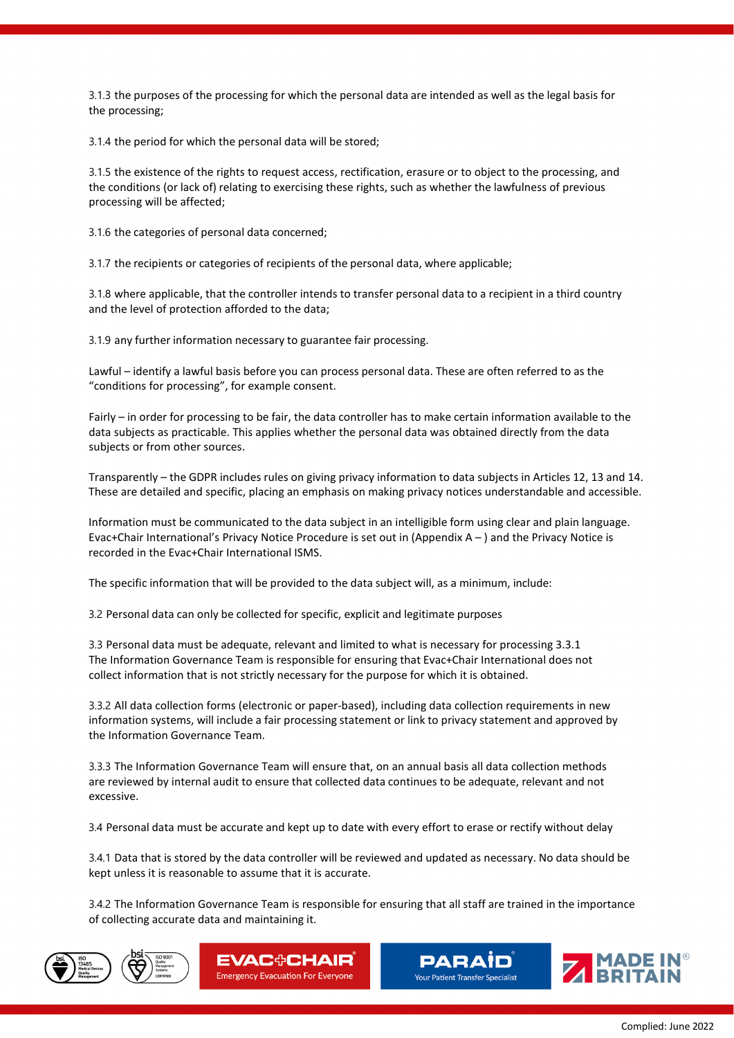3.1.3 the purposes of the processing for which the personal data are intended as well as the legal basis for the processing;

3.1.4 the period for which the personal data will be stored;

3.1.5 the existence of the rights to request access, rectification, erasure or to object to the processing, and the conditions (or lack of) relating to exercising these rights, such as whether the lawfulness of previous processing will be affected;

3.1.6 the categories of personal data concerned;

3.1.7 the recipients or categories of recipients of the personal data, where applicable;

3.1.8 where applicable, that the controller intends to transfer personal data to a recipient in a third country and the level of protection afforded to the data;

3.1.9 any further information necessary to guarantee fair processing.

Lawful – identify a lawful basis before you can process personal data. These are often referred to as the “conditions for processing”, for example consent.

Fairly – in order for processing to be fair, the data controller has to make certain information available to the data subjects as practicable. This applies whether the personal data was obtained directly from the data subjects or from other sources.

Transparently – the GDPR includes rules on giving privacy information to data subjects in Articles 12, 13 and 14. These are detailed and specific, placing an emphasis on making privacy notices understandable and accessible.

Information must be communicated to the data subject in an intelligible form using clear and plain language. Evac+Chair International’s Privacy Notice Procedure is set out in (Appendix A – ) and the Privacy Notice is recorded in the Evac+Chair International ISMS.

The specific information that will be provided to the data subject will, as a minimum, include:

3.2 Personal data can only be collected for specific, explicit and legitimate purposes

3.3 Personal data must be adequate, relevant and limited to what is necessary for processing 3.3.1 The Information Governance Team is responsible for ensuring that Evac+Chair International does not collect information that is not strictly necessary for the purpose for which it is obtained.

3.3.2 All data collection forms (electronic or paper-based), including data collection requirements in new information systems, will include a fair processing statement or link to privacy statement and approved by the Information Governance Team.

3.3.3 The Information Governance Team will ensure that, on an annual basis all data collection methods are reviewed by internal audit to ensure that collected data continues to be adequate, relevant and not excessive.

3.4 Personal data must be accurate and kept up to date with every effort to erase or rectify without delay

3.4.1 Data that is stored by the data controller will be reviewed and updated as necessary. No data should be kept unless it is reasonable to assume that it is accurate.

3.4.2 The Information Governance Team is responsible for ensuring that all staff are trained in the importance of collecting accurate data and maintaining it.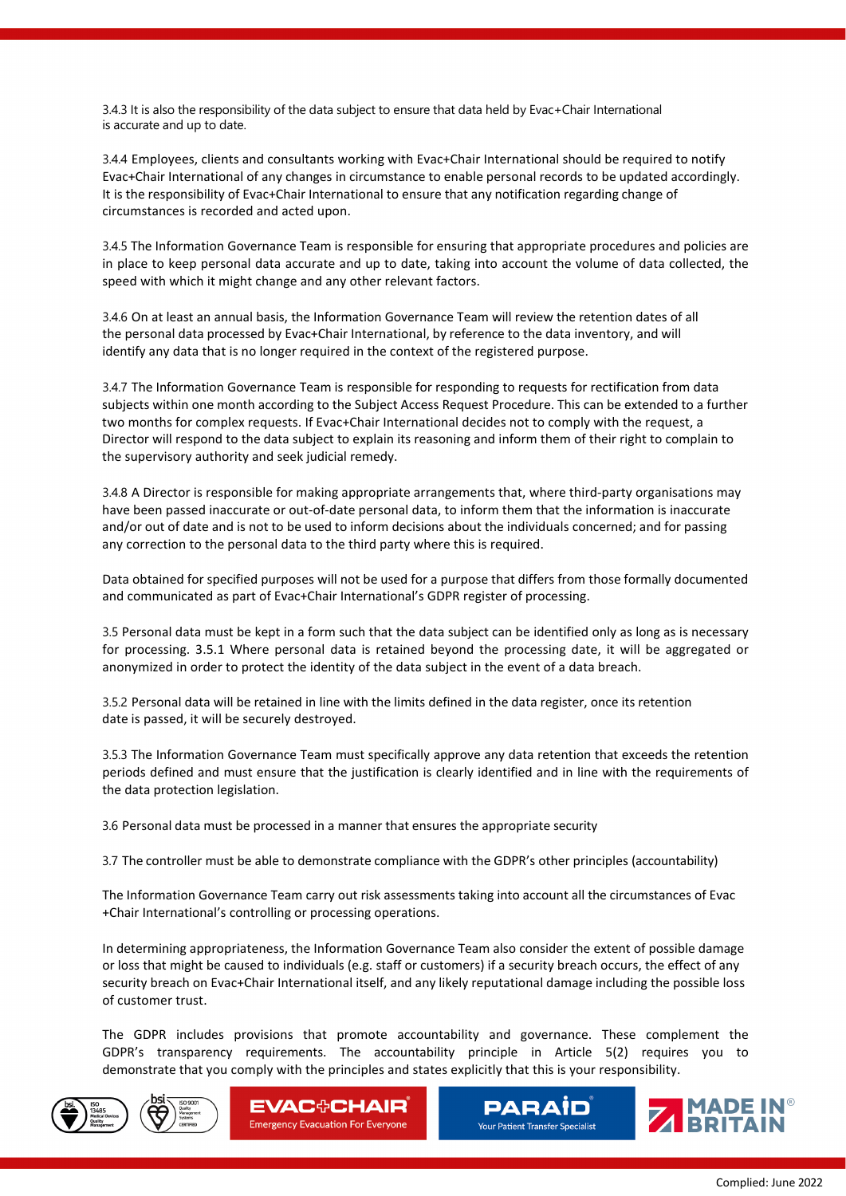3.4.3 It is also the responsibility of the data subject to ensure that data held by Evac+Chair International is accurate and up to date.

3.4.4 Employees, clients and consultants working with Evac+Chair International should be required to notify Evac+Chair International of any changes in circumstance to enable personal records to be updated accordingly. It is the responsibility of Evac+Chair International to ensure that any notification regarding change of circumstances is recorded and acted upon.

3.4.5 The Information Governance Team is responsible for ensuring that appropriate procedures and policies are in place to keep personal data accurate and up to date, taking into account the volume of data collected, the speed with which it might change and any other relevant factors.

3.4.6 On at least an annual basis, the Information Governance Team will review the retention dates of all the personal data processed by Evac+Chair International, by reference to the data inventory, and will identify any data that is no longer required in the context of the registered purpose.

3.4.7 The Information Governance Team is responsible for responding to requests for rectification from data subjects within one month according to the Subject Access Request Procedure. This can be extended to a further two months for complex requests. If Evac+Chair International decides not to comply with the request, a Director will respond to the data subject to explain its reasoning and inform them of their right to complain to the supervisory authority and seek judicial remedy.

3.4.8 A Director is responsible for making appropriate arrangements that, where third-party organisations may have been passed inaccurate or out-of-date personal data, to inform them that the information is inaccurate and/or out of date and is not to be used to inform decisions about the individuals concerned; and for passing any correction to the personal data to the third party where this is required.

Data obtained for specified purposes will not be used for a purpose that differs from those formally documented and communicated as part of Evac+Chair International's GDPR register of processing.

3.5 Personal data must be kept in a form such that the data subject can be identified only as long as is necessary for processing. 3.5.1 Where personal data is retained beyond the processing date, it will be aggregated or anonymized in order to protect the identity of the data subject in the event of a data breach.

3.5.2 Personal data will be retained in line with the limits defined in the data register, once its retention date is passed, it will be securely destroyed.

3.5.3 The Information Governance Team must specifically approve any data retention that exceeds the retention periods defined and must ensure that the justification is clearly identified and in line with the requirements of the data protection legislation.

3.6 Personal data must be processed in a manner that ensures the appropriate security

3.7 The controller must be able to demonstrate compliance with the GDPR's other principles (accountability)

The Information Governance Team carry out risk assessments taking into account all the circumstances of Evac+Chair International's controlling or processing operations.

In determining appropriateness, the Information Governance Team also consider the extent of possible damage or loss that might be caused to individuals (e.g. staff or customers) if a security breach occurs, the effect of any security breach on Evac+Chair International itself, and any likely reputational damage including the possible loss of customer trust.

The GDPR includes provisions that promote accountability and governance. These complement the GDPR's transparency requirements. The accountability principle in Article 5(2) requires you to demonstrate that you comply with the principles and states explicitly that this is your responsibility.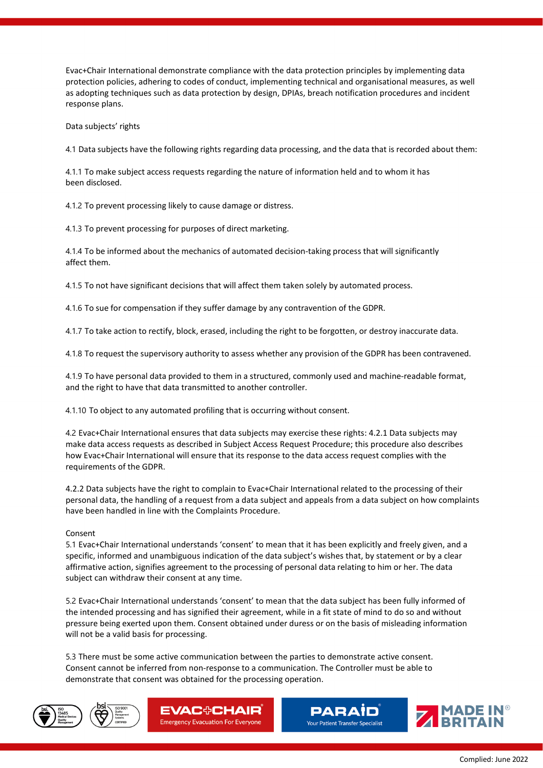Evac+Chair International demonstrate compliance with the data protection principles by implementing data protection policies, adhering to codes of conduct, implementing technical and organisational measures, as well as adopting techniques such as data protection by design, DPIAs, breach notification procedures and incident response plans.

## Data subjects' rights

4.1 Data subjects have the following rights regarding data processing, and the data that is recorded about them:

4.1.1 To make subject access requests regarding the nature of information held and to whom it has been disclosed.

4.1.2 To prevent processing likely to cause damage or distress.

4.1.3 To prevent processing for purposes of direct marketing.

4.1.4 To be informed about the mechanics of automated decision-taking process that will significantly affect them.

4.1.5 To not have significant decisions that will affect them taken solely by automated process.

4.1.6 To sue for compensation if they suffer damage by any contravention of the GDPR.

4.1.7 To take action to rectify, block, erased, including the right to be forgotten, or destroy inaccurate data.

4.1.8 To request the supervisory authority to assess whether any provision of the GDPR has been contravened.

4.1.9 To have personal data provided to them in a structured, commonly used and machine-readable format, and the right to have that data transmitted to another controller.

4.1.10 To object to any automated profiling that is occurring without consent.

4.2 Evac+Chair International ensures that data subjects may exercise these rights: 4.2.1 Data subjects may make data access requests as described in Subject Access Request Procedure; this procedure also describes how Evac+Chair International will ensure that its response to the data access request complies with the requirements of the GDPR.

4.2.2 Data subjects have the right to complain to Evac+Chair International related to the processing of their personal data, the handling of a request from a data subject and appeals from a data subject on how complaints have been handled in line with the Complaints Procedure.

## Consent

5.1 Evac+Chair International understands 'consent' to mean that it has been explicitly and freely given, and a specific, informed and unambiguous indication of the data subject's wishes that, by statement or by a clear affirmative action, signifies agreement to the processing of personal data relating to him or her. The data subject can withdraw their consent at any time.

5.2 Evac+Chair International understands 'consent' to mean that the data subject has been fully informed of the intended processing and has signified their agreement, while in a fit state of mind to do so and without pressure being exerted upon them. Consent obtained under duress or on the basis of misleading information will not be a valid basis for processing.

5.3 There must be some active communication between the parties to demonstrate active consent. Consent cannot be inferred from non-response to a communication. The Controller must be able to demonstrate that consent was obtained for the processing operation.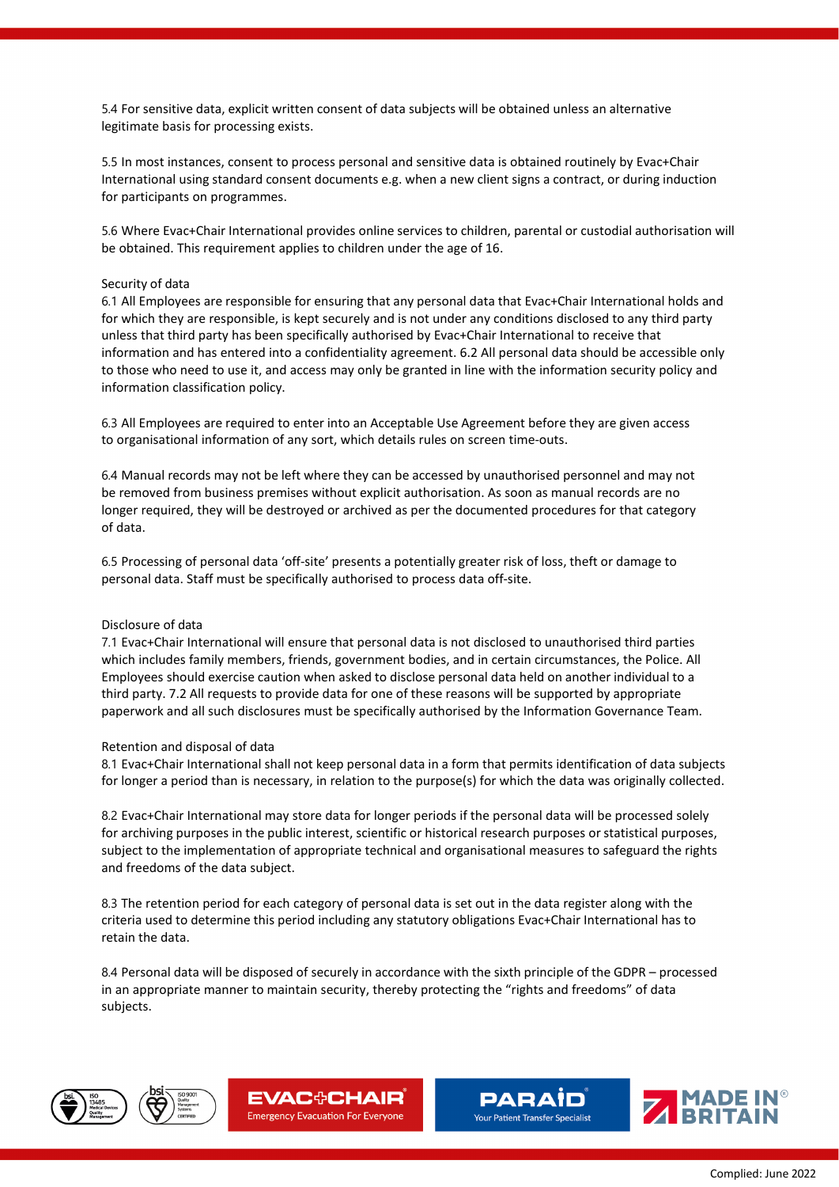5.4 For sensitive data, explicit written consent of data subjects will be obtained unless an alternative legitimate basis for processing exists.

5.5 In most instances, consent to process personal and sensitive data is obtained routinely by Evac+Chair International using standard consent documents e.g. when a new client signs a contract, or during induction for participants on programmes.

5.6 Where Evac+Chair International provides online services to children, parental or custodial authorisation will be obtained. This requirement applies to children under the age of 16.

## Security of data

6.1 All Employees are responsible for ensuring that any personal data that Evac+Chair International holds and for which they are responsible, is kept securely and is not under any conditions disclosed to any third party unless that third party has been specifically authorised by Evac+Chair International to receive that information and has entered into a confidentiality agreement. 6.2 All personal data should be accessible only to those who need to use it, and access may only be granted in line with the information security policy and information classification policy.

6.3 All Employees are required to enter into an Acceptable Use Agreement before they are given access to organisational information of any sort, which details rules on screen time-outs.

6.4 Manual records may not be left where they can be accessed by unauthorised personnel and may not be removed from business premises without explicit authorisation. As soon as manual records are no longer required, they will be destroyed or archived as per the documented procedures for that category of data.

6.5 Processing of personal data 'off-site' presents a potentially greater risk of loss, theft or damage to personal data. Staff must be specifically authorised to process data off-site.

## Disclosure of data

7.1 Evac+Chair International will ensure that personal data is not disclosed to unauthorised third parties which includes family members, friends, government bodies, and in certain circumstances, the Police. All Employees should exercise caution when asked to disclose personal data held on another individual to a third party. 7.2 All requests to provide data for one of these reasons will be supported by appropriate paperwork and all such disclosures must be specifically authorised by the Information Governance Team.

## Retention and disposal of data

8.1 Evac+Chair International shall not keep personal data in a form that permits identification of data subjects for longer a period than is necessary, in relation to the purpose(s) for which the data was originally collected.

8.2 Evac+Chair International may store data for longer periods if the personal data will be processed solely for archiving purposes in the public interest, scientific or historical research purposes or statistical purposes, subject to the implementation of appropriate technical and organisational measures to safeguard the rights and freedoms of the data subject.

8.3 The retention period for each category of personal data is set out in the data register along with the criteria used to determine this period including any statutory obligations Evac+Chair International has to retain the data.

8.4 Personal data will be disposed of securely in accordance with the sixth principle of the GDPR – processed in an appropriate manner to maintain security, thereby protecting the "rights and freedoms" of data subjects.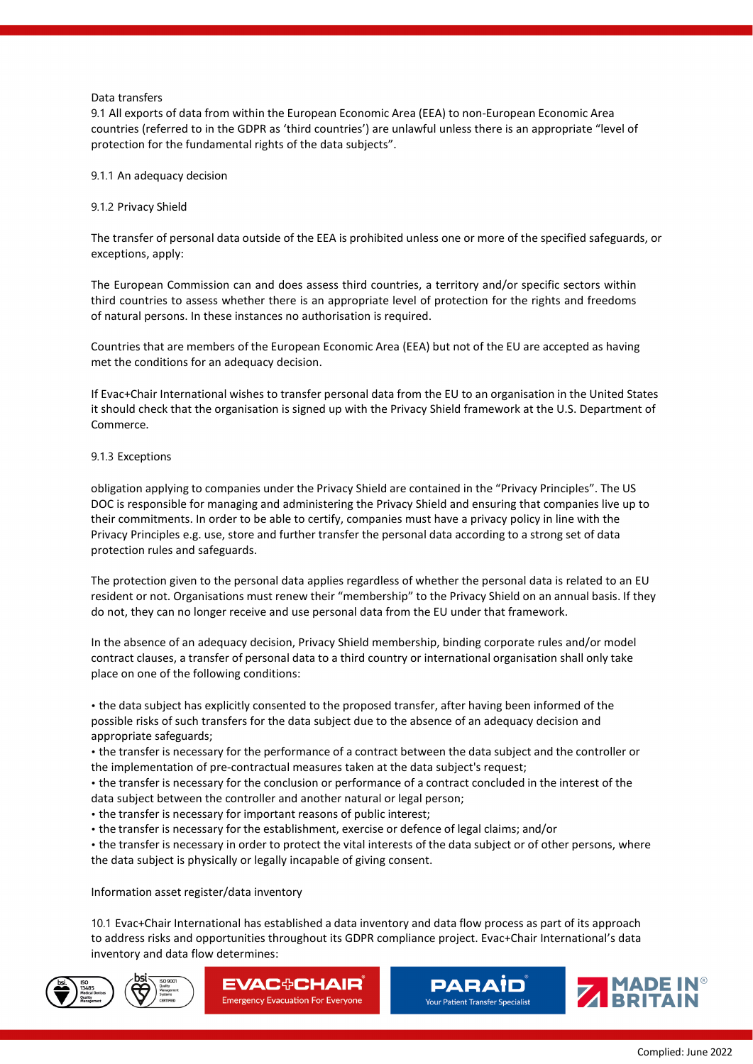## Data transfers

9.1 All exports of data from within the European Economic Area (EEA) to non-European Economic Area countries (referred to in the GDPR as 'third countries') are unlawful unless there is an appropriate "level of protection for the fundamental rights of the data subjects".

9.1.1 An adequacy decision

9.1.2 Privacy Shield

The transfer of personal data outside of the EEA is prohibited unless one or more of the specified safeguards, or exceptions, apply:

The European Commission can and does assess third countries, a territory and/or specific sectors within third countries to assess whether there is an appropriate level of protection for the rights and freedoms of natural persons. In these instances no authorisation is required.

Countries that are members of the European Economic Area (EEA) but not of the EU are accepted as having met the conditions for an adequacy decision.

If Evac+Chair International wishes to transfer personal data from the EU to an organisation in the United States it should check that the organisation is signed up with the Privacy Shield framework at the U.S. Department of Commerce.

9.1.3 Exceptions

obligation applying to companies under the Privacy Shield are contained in the "Privacy Principles". The US DOC is responsible for managing and administering the Privacy Shield and ensuring that companies live up to their commitments. In order to be able to certify, companies must have a privacy policy in line with the Privacy Principles e.g. use, store and further transfer the personal data according to a strong set of data protection rules and safeguards.

The protection given to the personal data applies regardless of whether the personal data is related to an EU resident or not. Organisations must renew their "membership" to the Privacy Shield on an annual basis. If they do not, they can no longer receive and use personal data from the EU under that framework.

In the absence of an adequacy decision, Privacy Shield membership, binding corporate rules and/or model contract clauses, a transfer of personal data to a third country or international organisation shall only take place on one of the following conditions:

- the data subject has explicitly consented to the proposed transfer, after having been informed of the possible risks of such transfers for the data subject due to the absence of an adequacy decision and appropriate safeguards;
- the transfer is necessary for the performance of a contract between the data subject and the controller or the implementation of pre-contractual measures taken at the data subject's request;
- the transfer is necessary for the conclusion or performance of a contract concluded in the interest of the data subject between the controller and another natural or legal person;
- the transfer is necessary for important reasons of public interest;
- the transfer is necessary for the establishment, exercise or defence of legal claims; and/or
- the transfer is necessary in order to protect the vital interests of the data subject or of other persons, where the data subject is physically or legally incapable of giving consent.

## Information asset register/data inventory

10.1 Evac+Chair International has established a data inventory and data flow process as part of its approach to address risks and opportunities throughout its GDPR compliance project. Evac+Chair International's data inventory and data flow determines: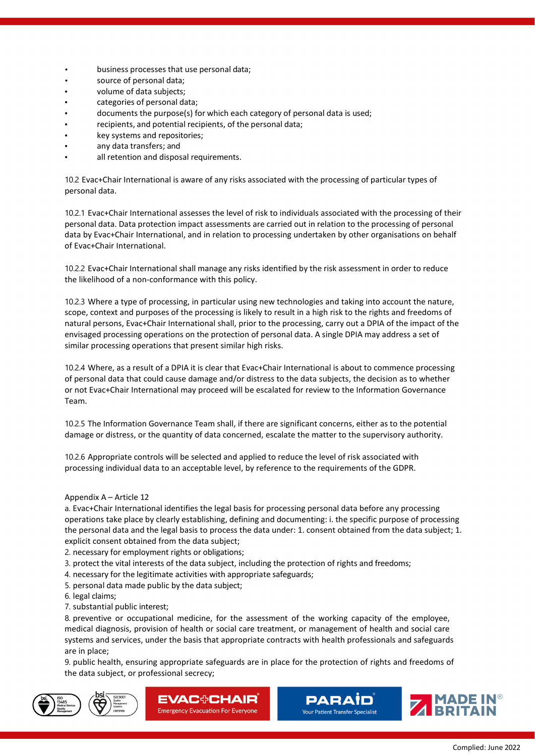- business processes that use personal data;
- source of personal data;
- volume of data subjects;
- categories of personal data;
- documents the purpose(s) for which each category of personal data is used;
- recipients, and potential recipients, of the personal data;
- key systems and repositories;
- any data transfers; and
- all retention and disposal requirements.

10.2 Evac+Chair International is aware of any risks associated with the processing of particular types of personal data.

10.2.1 Evac+Chair International assesses the level of risk to individuals associated with the processing of their personal data. Data protection impact assessments are carried out in relation to the processing of personal data by Evac+Chair International, and in relation to processing undertaken by other organisations on behalf of Evac+Chair International.

10.2.2 Evac+Chair International shall manage any risks identified by the risk assessment in order to reduce the likelihood of a non-conformance with this policy.

10.2.3 Where a type of processing, in particular using new technologies and taking into account the nature, scope, context and purposes of the processing is likely to result in a high risk to the rights and freedoms of natural persons, Evac+Chair International shall, prior to the processing, carry out a DPIA of the impact of the envisaged processing operations on the protection of personal data. A single DPIA may address a set of similar processing operations that present similar high risks.

10.2.4 Where, as a result of a DPIA it is clear that Evac+Chair International is about to commence processing of personal data that could cause damage and/or distress to the data subjects, the decision as to whether or not Evac+Chair International may proceed will be escalated for review to the Information Governance Team.

10.2.5 The Information Governance Team shall, if there are significant concerns, either as to the potential damage or distress, or the quantity of data concerned, escalate the matter to the supervisory authority.

10.2.6 Appropriate controls will be selected and applied to reduce the level of risk associated with processing individual data to an acceptable level, by reference to the requirements of the GDPR.

Appendix A – Article 12

a. Evac+Chair International identifies the legal basis for processing personal data before any processing operations take place by clearly establishing, defining and documenting: i. the specific purpose of processing the personal data and the legal basis to process the data under: 1. consent obtained from the data subject; 1. explicit consent obtained from the data subject;

2. necessary for employment rights or obligations;

3. protect the vital interests of the data subject, including the protection of rights and freedoms;

4. necessary for the legitimate activities with appropriate safeguards;

5. personal data made public by the data subject;

6. legal claims;

7. substantial public interest;

8. preventive or occupational medicine, for the assessment of the working capacity of the employee, medical diagnosis, provision of health or social care treatment, or management of health and social care systems and services, under the basis that appropriate contracts with health professionals and safeguards are in place;

9. public health, ensuring appropriate safeguards are in place for the protection of rights and freedoms of the data subject, or professional secrecy;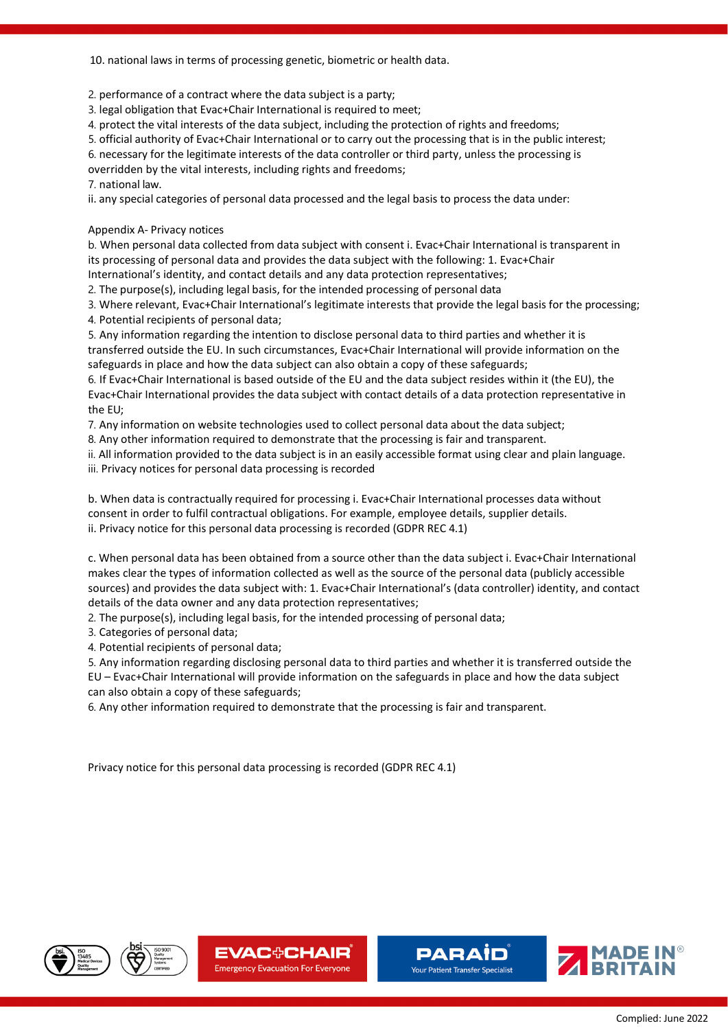10. national laws in terms of processing genetic, biometric or health data.

2. performance of a contract where the data subject is a party;
3. legal obligation that Evac+Chair International is required to meet;
4. protect the vital interests of the data subject, including the protection of rights and freedoms;
5. official authority of Evac+Chair International or to carry out the processing that is in the public interest;
6. necessary for the legitimate interests of the data controller or third party, unless the processing is overridden by the vital interests, including rights and freedoms;
7. national law.

ii. any special categories of personal data processed and the legal basis to process the data under:

Appendix A- Privacy notices

b. When personal data collected from data subject with consent i. Evac+Chair International is transparent in its processing of personal data and provides the data subject with the following: 1. Evac+Chair International's identity, and contact details and any data protection representatives;
2. The purpose(s), including legal basis, for the intended processing of personal data
3. Where relevant, Evac+Chair International's legitimate interests that provide the legal basis for the processing;
4. Potential recipients of personal data;
5. Any information regarding the intention to disclose personal data to third parties and whether it is transferred outside the EU. In such circumstances, Evac+Chair International will provide information on the safeguards in place and how the data subject can also obtain a copy of these safeguards;
6. If Evac+Chair International is based outside of the EU and the data subject resides within it (the EU), the Evac+Chair International provides the data subject with contact details of a data protection representative in the EU;
7. Any information on website technologies used to collect personal data about the data subject;
8. Any other information required to demonstrate that the processing is fair and transparent.

ii. All information provided to the data subject is in an easily accessible format using clear and plain language.
iii. Privacy notices for personal data processing is recorded

b. When data is contractually required for processing i. Evac+Chair International processes data without consent in order to fulfil contractual obligations. For example, employee details, supplier details.
ii. Privacy notice for this personal data processing is recorded (GDPR REC 4.1)

c. When personal data has been obtained from a source other than the data subject i. Evac+Chair International makes clear the types of information collected as well as the source of the personal data (publicly accessible sources) and provides the data subject with: 1. Evac+Chair International's (data controller) identity, and contact details of the data owner and any data protection representatives;
2. The purpose(s), including legal basis, for the intended processing of personal data;
3. Categories of personal data;
4. Potential recipients of personal data;
5. Any information regarding disclosing personal data to third parties and whether it is transferred outside the EU – Evac+Chair International will provide information on the safeguards in place and how the data subject can also obtain a copy of these safeguards;
6. Any other information required to demonstrate that the processing is fair and transparent.

Privacy notice for this personal data processing is recorded (GDPR REC 4.1)